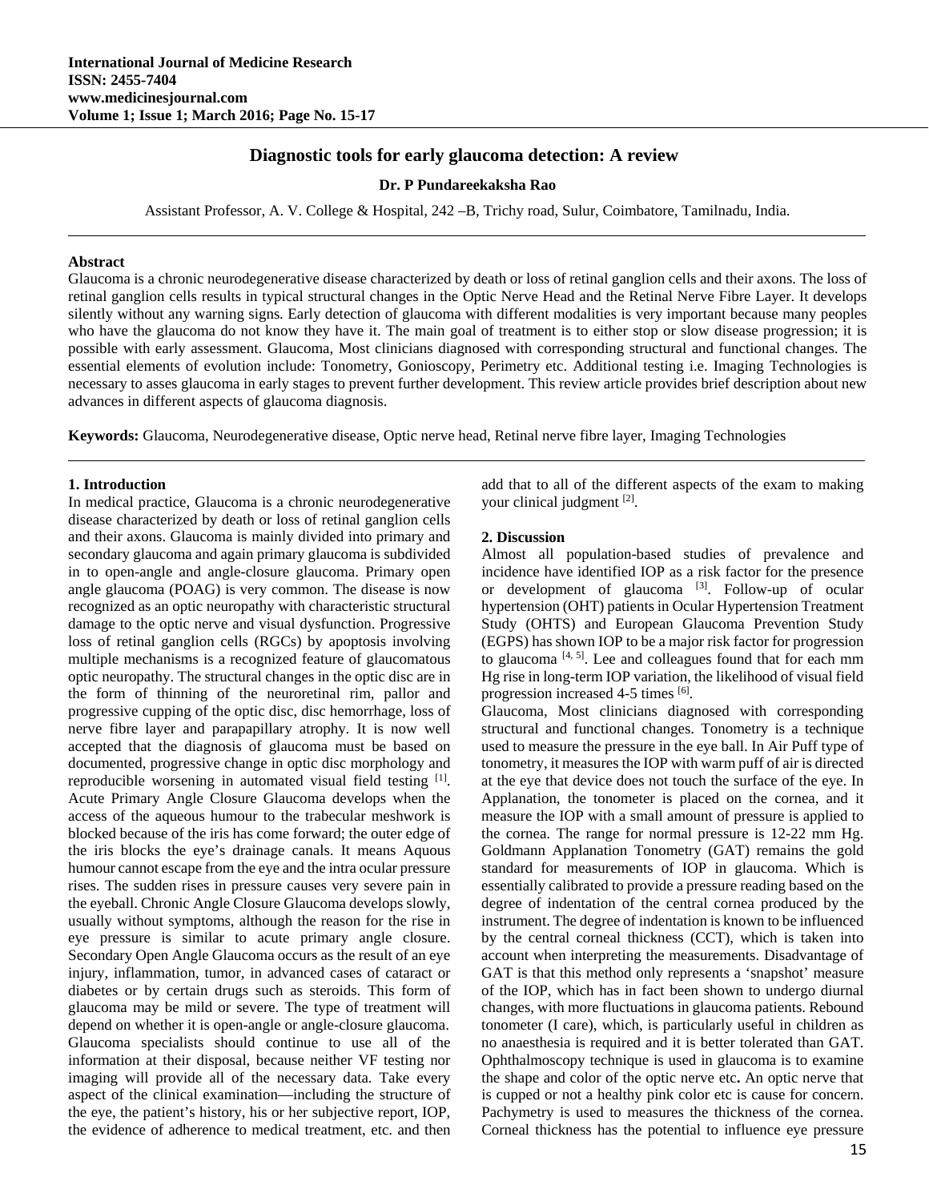# Diagnostic tools for early glaucoma detection: A review

**Dr. P Pundareekaksha Rao**

Assistant Professor, A. V. College & Hospital, 242 –B, Trichy road, Sulur, Coimbatore, Tamilnadu, India.

## Abstract

Glaucoma is a chronic neurodegenerative disease characterized by death or loss of retinal ganglion cells and their axons. The loss of retinal ganglion cells results in typical structural changes in the Optic Nerve Head and the Retinal Nerve Fibre Layer. It develops silently without any warning signs. Early detection of glaucoma with different modalities is very important because many peoples who have the glaucoma do not know they have it. The main goal of treatment is to either stop or slow disease progression; it is possible with early assessment. Glaucoma, Most clinicians diagnosed with corresponding structural and functional changes. The essential elements of evolution include: Tonometry, Gonioscopy, Perimetry etc. Additional testing i.e. Imaging Technologies is necessary to asses glaucoma in early stages to prevent further development. This review article provides brief description about new advances in different aspects of glaucoma diagnosis.

**Keywords:** Glaucoma, Neurodegenerative disease, Optic nerve head, Retinal nerve fibre layer, Imaging Technologies

## 1. Introduction

In medical practice, Glaucoma is a chronic neurodegenerative disease characterized by death or loss of retinal ganglion cells and their axons. Glaucoma is mainly divided into primary and secondary glaucoma and again primary glaucoma is subdivided in to open-angle and angle-closure glaucoma. Primary open angle glaucoma (POAG) is very common. The disease is now recognized as an optic neuropathy with characteristic structural damage to the optic nerve and visual dysfunction. Progressive loss of retinal ganglion cells (RGCs) by apoptosis involving multiple mechanisms is a recognized feature of glaucomatous optic neuropathy. The structural changes in the optic disc are in the form of thinning of the neuroretinal rim, pallor and progressive cupping of the optic disc, disc hemorrhage, loss of nerve fibre layer and parapapillary atrophy. It is now well accepted that the diagnosis of glaucoma must be based on documented, progressive change in optic disc morphology and reproducible worsening in automated visual field testing [1].

Acute Primary Angle Closure Glaucoma develops when the access of the aqueous humour to the trabecular meshwork is blocked because of the iris has come forward; the outer edge of the iris blocks the eye's drainage canals. It means Aquous humour cannot escape from the eye and the intra ocular pressure rises. The sudden rises in pressure causes very severe pain in the eyeball. Chronic Angle Closure Glaucoma develops slowly, usually without symptoms, although the reason for the rise in eye pressure is similar to acute primary angle closure. Secondary Open Angle Glaucoma occurs as the result of an eye injury, inflammation, tumor, in advanced cases of cataract or diabetes or by certain drugs such as steroids. This form of glaucoma may be mild or severe. The type of treatment will depend on whether it is open-angle or angle-closure glaucoma.

Glaucoma specialists should continue to use all of the information at their disposal, because neither VF testing nor imaging will provide all of the necessary data. Take every aspect of the clinical examination—including the structure of the eye, the patient's history, his or her subjective report, IOP, the evidence of adherence to medical treatment, etc. and then add that to all of the different aspects of the exam to making your clinical judgment [2].

## 2. Discussion

Almost all population-based studies of prevalence and incidence have identified IOP as a risk factor for the presence or development of glaucoma [3]. Follow-up of ocular hypertension (OHT) patients in Ocular Hypertension Treatment Study (OHTS) and European Glaucoma Prevention Study (EGPS) has shown IOP to be a major risk factor for progression to glaucoma [4, 5]. Lee and colleagues found that for each mm Hg rise in long-term IOP variation, the likelihood of visual field progression increased 4-5 times [6].

Glaucoma, Most clinicians diagnosed with corresponding structural and functional changes. Tonometry is a technique used to measure the pressure in the eye ball. In Air Puff type of tonometry, it measures the IOP with warm puff of air is directed at the eye that device does not touch the surface of the eye. In Applanation, the tonometer is placed on the cornea, and it measure the IOP with a small amount of pressure is applied to the cornea. The range for normal pressure is 12-22 mm Hg. Goldmann Applanation Tonometry (GAT) remains the gold standard for measurements of IOP in glaucoma. Which is essentially calibrated to provide a pressure reading based on the degree of indentation of the central cornea produced by the instrument. The degree of indentation is known to be influenced by the central corneal thickness (CCT), which is taken into account when interpreting the measurements. Disadvantage of GAT is that this method only represents a 'snapshot' measure of the IOP, which has in fact been shown to undergo diurnal changes, with more fluctuations in glaucoma patients. Rebound tonometer (I care), which, is particularly useful in children as no anaesthesia is required and it is better tolerated than GAT. Ophthalmoscopy technique is used in glaucoma is to examine the shape and color of the optic nerve etc**.** An optic nerve that is cupped or not a healthy pink color etc is cause for concern. Pachymetry is used to measures the thickness of the cornea. Corneal thickness has the potential to influence eye pressure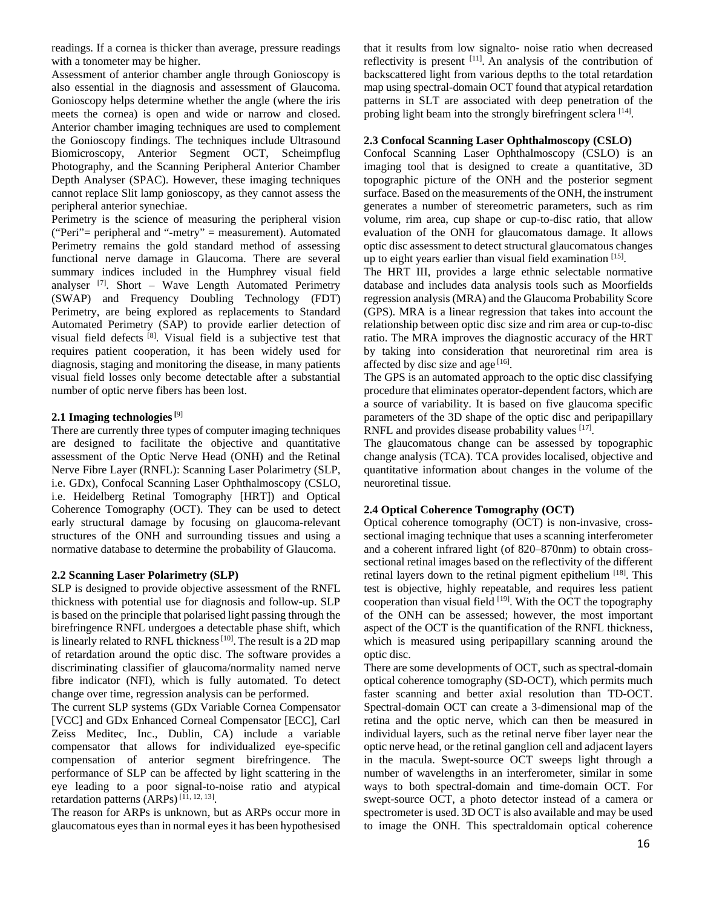readings. If a cornea is thicker than average, pressure readings with a tonometer may be higher.

Assessment of anterior chamber angle through Gonioscopy is also essential in the diagnosis and assessment of Glaucoma. Gonioscopy helps determine whether the angle (where the iris meets the cornea) is open and wide or narrow and closed. Anterior chamber imaging techniques are used to complement the Gonioscopy findings. The techniques include Ultrasound Biomicroscopy, Anterior Segment OCT, Scheimpflug Photography, and the Scanning Peripheral Anterior Chamber Depth Analyser (SPAC). However, these imaging techniques cannot replace Slit lamp gonioscopy, as they cannot assess the peripheral anterior synechiae.

Perimetry is the science of measuring the peripheral vision ("Peri"= peripheral and "-metry" = measurement). Automated Perimetry remains the gold standard method of assessing functional nerve damage in Glaucoma. There are several summary indices included in the Humphrey visual field analyser [7]. Short – Wave Length Automated Perimetry (SWAP) and Frequency Doubling Technology (FDT) Perimetry, are being explored as replacements to Standard Automated Perimetry (SAP) to provide earlier detection of visual field defects [8]. Visual field is a subjective test that requires patient cooperation, it has been widely used for diagnosis, staging and monitoring the disease, in many patients visual field losses only become detectable after a substantial number of optic nerve fibers has been lost.

### 2.1 Imaging technologies [9]

There are currently three types of computer imaging techniques are designed to facilitate the objective and quantitative assessment of the Optic Nerve Head (ONH) and the Retinal Nerve Fibre Layer (RNFL): Scanning Laser Polarimetry (SLP, i.e. GDx), Confocal Scanning Laser Ophthalmoscopy (CSLO, i.e. Heidelberg Retinal Tomography [HRT]) and Optical Coherence Tomography (OCT). They can be used to detect early structural damage by focusing on glaucoma-relevant structures of the ONH and surrounding tissues and using a normative database to determine the probability of Glaucoma.

### 2.2 Scanning Laser Polarimetry (SLP)

SLP is designed to provide objective assessment of the RNFL thickness with potential use for diagnosis and follow-up. SLP is based on the principle that polarised light passing through the birefringence RNFL undergoes a detectable phase shift, which is linearly related to RNFL thickness [10]. The result is a 2D map of retardation around the optic disc. The software provides a discriminating classifier of glaucoma/normality named nerve fibre indicator (NFI), which is fully automated. To detect change over time, regression analysis can be performed.

The current SLP systems (GDx Variable Cornea Compensator [VCC] and GDx Enhanced Corneal Compensator [ECC], Carl Zeiss Meditec, Inc., Dublin, CA) include a variable compensator that allows for individualized eye-specific compensation of anterior segment birefringence. The performance of SLP can be affected by light scattering in the eye leading to a poor signal-to-noise ratio and atypical retardation patterns (ARPs) [11, 12, 13].

The reason for ARPs is unknown, but as ARPs occur more in glaucomatous eyes than in normal eyes it has been hypothesised that it results from low signalto- noise ratio when decreased reflectivity is present [11]. An analysis of the contribution of backscattered light from various depths to the total retardation map using spectral-domain OCT found that atypical retardation patterns in SLT are associated with deep penetration of the probing light beam into the strongly birefringent sclera [14].

### 2.3 Confocal Scanning Laser Ophthalmoscopy (CSLO)

Confocal Scanning Laser Ophthalmoscopy (CSLO) is an imaging tool that is designed to create a quantitative, 3D topographic picture of the ONH and the posterior segment surface. Based on the measurements of the ONH, the instrument generates a number of stereometric parameters, such as rim volume, rim area, cup shape or cup-to-disc ratio, that allow evaluation of the ONH for glaucomatous damage. It allows optic disc assessment to detect structural glaucomatous changes up to eight years earlier than visual field examination [15].

The HRT III, provides a large ethnic selectable normative database and includes data analysis tools such as Moorfields regression analysis (MRA) and the Glaucoma Probability Score (GPS). MRA is a linear regression that takes into account the relationship between optic disc size and rim area or cup-to-disc ratio. The MRA improves the diagnostic accuracy of the HRT by taking into consideration that neuroretinal rim area is affected by disc size and age [16].

The GPS is an automated approach to the optic disc classifying procedure that eliminates operator-dependent factors, which are a source of variability. It is based on five glaucoma specific parameters of the 3D shape of the optic disc and peripapillary RNFL and provides disease probability values [17].

The glaucomatous change can be assessed by topographic change analysis (TCA). TCA provides localised, objective and quantitative information about changes in the volume of the neuroretinal tissue.

### 2.4 Optical Coherence Tomography (OCT)

Optical coherence tomography (OCT) is non-invasive, cross-sectional imaging technique that uses a scanning interferometer and a coherent infrared light (of 820–870nm) to obtain cross-sectional retinal images based on the reflectivity of the different retinal layers down to the retinal pigment epithelium [18]. This test is objective, highly repeatable, and requires less patient cooperation than visual field [19]. With the OCT the topography of the ONH can be assessed; however, the most important aspect of the OCT is the quantification of the RNFL thickness, which is measured using peripapillary scanning around the optic disc.

There are some developments of OCT, such as spectral-domain optical coherence tomography (SD-OCT), which permits much faster scanning and better axial resolution than TD-OCT. Spectral-domain OCT can create a 3-dimensional map of the retina and the optic nerve, which can then be measured in individual layers, such as the retinal nerve fiber layer near the optic nerve head, or the retinal ganglion cell and adjacent layers in the macula. Swept-source OCT sweeps light through a number of wavelengths in an interferometer, similar in some ways to both spectral-domain and time-domain OCT. For swept-source OCT, a photo detector instead of a camera or spectrometer is used. 3D OCT is also available and may be used to image the ONH. This spectraldomain optical coherence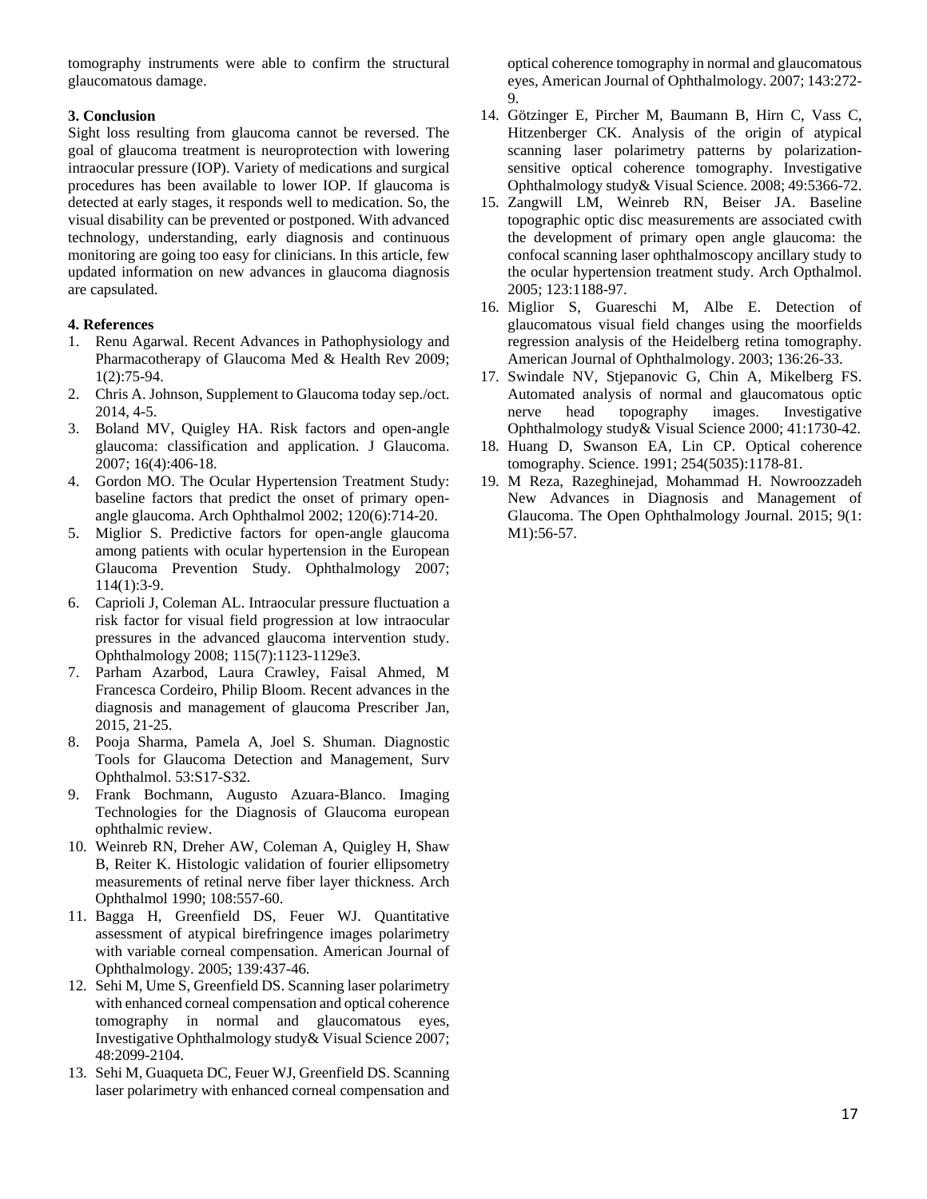tomography instruments were able to confirm the structural glaucomatous damage.

## 3. Conclusion

Sight loss resulting from glaucoma cannot be reversed. The goal of glaucoma treatment is neuroprotection with lowering intraocular pressure (IOP). Variety of medications and surgical procedures has been available to lower IOP. If glaucoma is detected at early stages, it responds well to medication. So, the visual disability can be prevented or postponed. With advanced technology, understanding, early diagnosis and continuous monitoring are going too easy for clinicians. In this article, few updated information on new advances in glaucoma diagnosis are capsulated.

## 4. References

1. Renu Agarwal. Recent Advances in Pathophysiology and Pharmacotherapy of Glaucoma Med & Health Rev 2009; 1(2):75-94.
2. Chris A. Johnson, Supplement to Glaucoma today sep./oct. 2014, 4-5.
3. Boland MV, Quigley HA. Risk factors and open-angle glaucoma: classification and application. J Glaucoma. 2007; 16(4):406-18.
4. Gordon MO. The Ocular Hypertension Treatment Study: baseline factors that predict the onset of primary open-angle glaucoma. Arch Ophthalmol 2002; 120(6):714-20.
5. Miglior S. Predictive factors for open-angle glaucoma among patients with ocular hypertension in the European Glaucoma Prevention Study. Ophthalmology 2007; 114(1):3-9.
6. Caprioli J, Coleman AL. Intraocular pressure fluctuation a risk factor for visual field progression at low intraocular pressures in the advanced glaucoma intervention study. Ophthalmology 2008; 115(7):1123-1129e3.
7. Parham Azarbod, Laura Crawley, Faisal Ahmed, M Francesca Cordeiro, Philip Bloom. Recent advances in the diagnosis and management of glaucoma Prescriber Jan, 2015, 21-25.
8. Pooja Sharma, Pamela A, Joel S. Shuman. Diagnostic Tools for Glaucoma Detection and Management, Surv Ophthalmol. 53:S17-S32.
9. Frank Bochmann, Augusto Azuara-Blanco. Imaging Technologies for the Diagnosis of Glaucoma european ophthalmic review.
10. Weinreb RN, Dreher AW, Coleman A, Quigley H, Shaw B, Reiter K. Histologic validation of fourier ellipsometry measurements of retinal nerve fiber layer thickness. Arch Ophthalmol 1990; 108:557-60.
11. Bagga H, Greenfield DS, Feuer WJ. Quantitative assessment of atypical birefringence images polarimetry with variable corneal compensation. American Journal of Ophthalmology. 2005; 139:437-46.
12. Sehi M, Ume S, Greenfield DS. Scanning laser polarimetry with enhanced corneal compensation and optical coherence tomography in normal and glaucomatous eyes, Investigative Ophthalmology study& Visual Science 2007; 48:2099-2104.
13. Sehi M, Guaqueta DC, Feuer WJ, Greenfield DS. Scanning laser polarimetry with enhanced corneal compensation and optical coherence tomography in normal and glaucomatous eyes, American Journal of Ophthalmology. 2007; 143:272-9.
14. Götzinger E, Pircher M, Baumann B, Hirn C, Vass C, Hitzenberger CK. Analysis of the origin of atypical scanning laser polarimetry patterns by polarization-sensitive optical coherence tomography. Investigative Ophthalmology study& Visual Science. 2008; 49:5366-72.
15. Zangwill LM, Weinreb RN, Beiser JA. Baseline topographic optic disc measurements are associated cwith the development of primary open angle glaucoma: the confocal scanning laser ophthalmoscopy ancillary study to the ocular hypertension treatment study. Arch Opthalmol. 2005; 123:1188-97.
16. Miglior S, Guareschi M, Albe E. Detection of glaucomatous visual field changes using the moorfields regression analysis of the Heidelberg retina tomography. American Journal of Ophthalmology. 2003; 136:26-33.
17. Swindale NV, Stjepanovic G, Chin A, Mikelberg FS. Automated analysis of normal and glaucomatous optic nerve head topography images. Investigative Ophthalmology study& Visual Science 2000; 41:1730-42.
18. Huang D, Swanson EA, Lin CP. Optical coherence tomography. Science. 1991; 254(5035):1178-81.
19. M Reza, Razeghinejad, Mohammad H. Nowroozzadeh New Advances in Diagnosis and Management of Glaucoma. The Open Ophthalmology Journal. 2015; 9(1: M1):56-57.